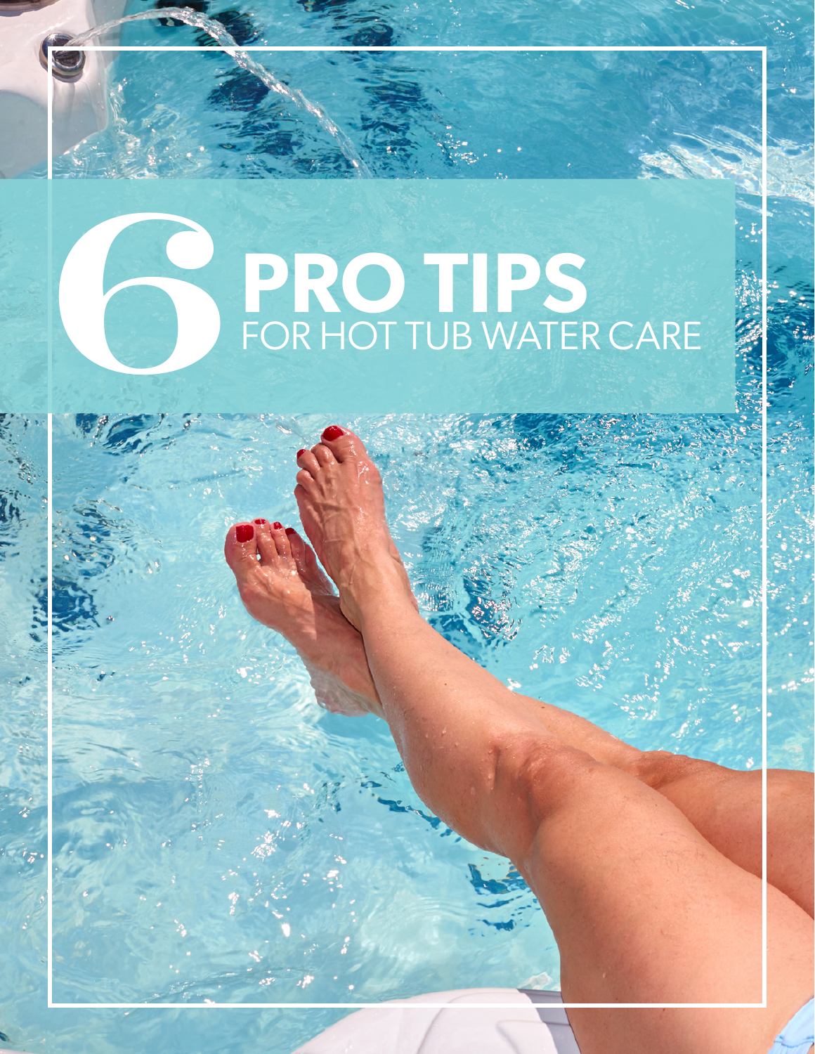# 6 PRO TIPS FOR HOT TUB WATER CARE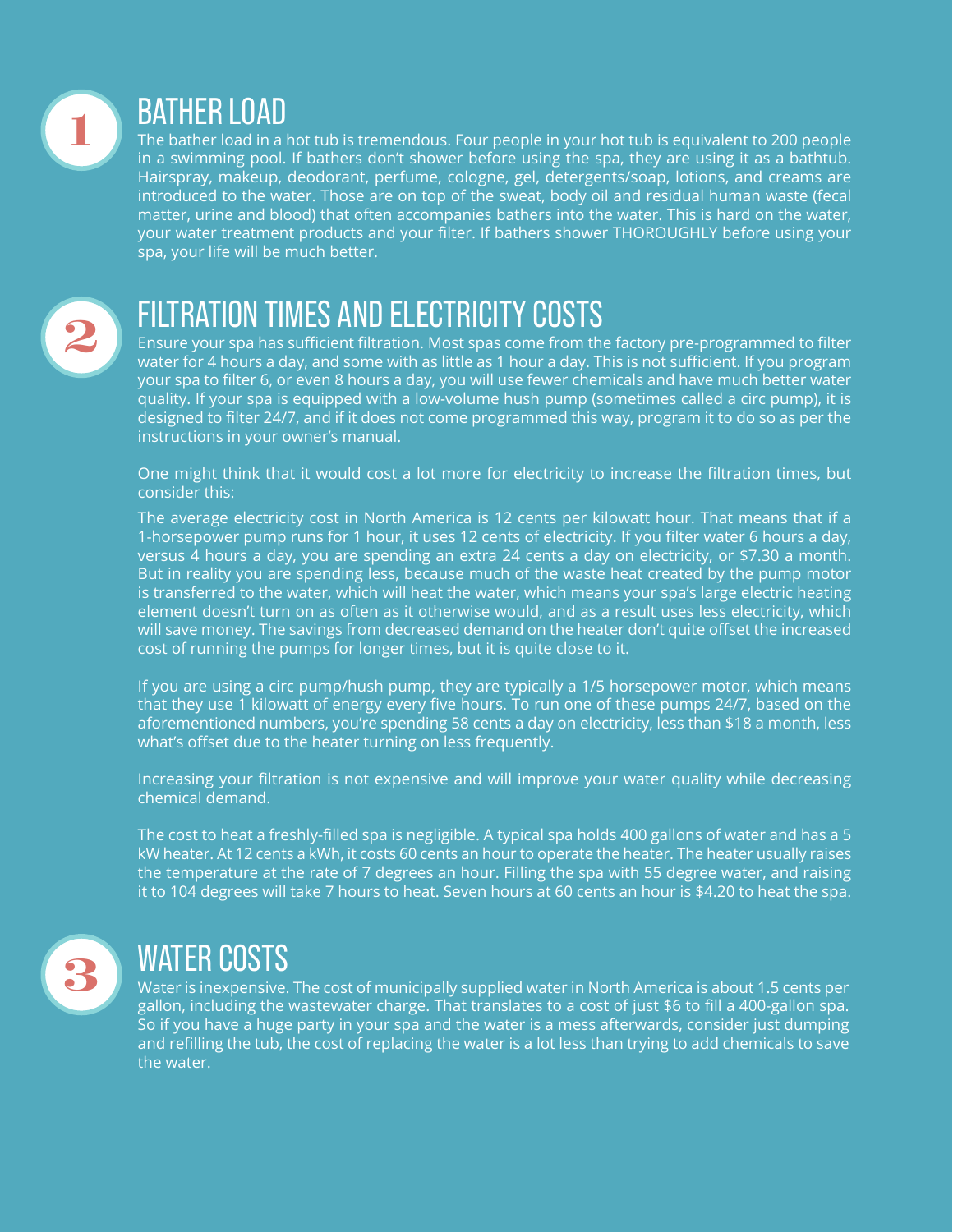## 1 BATHER LOAD

The bather load in a hot tub is tremendous. Four people in your hot tub is equivalent to 200 people in a swimming pool. If bathers don't shower before using the spa, they are using it as a bathtub. Hairspray, makeup, deodorant, perfume, cologne, gel, detergents/soap, lotions, and creams are introduced to the water. Those are on top of the sweat, body oil and residual human waste (fecal matter, urine and blood) that often accompanies bathers into the water. This is hard on the water, your water treatment products and your filter. If bathers shower THOROUGHLY before using your spa, your life will be much better.

## 2 FILTRATION TIMES AND ELECTRICITY COSTS

Ensure your spa has sufficient filtration. Most spas come from the factory pre-programmed to filter water for 4 hours a day, and some with as little as 1 hour a day. This is not sufficient. If you program your spa to filter 6, or even 8 hours a day, you will use fewer chemicals and have much better water quality. If your spa is equipped with a low-volume hush pump (sometimes called a circ pump), it is designed to filter 24/7, and if it does not come programmed this way, program it to do so as per the instructions in your owner's manual.

One might think that it would cost a lot more for electricity to increase the filtration times, but consider this:

The average electricity cost in North America is 12 cents per kilowatt hour. That means that if a 1-horsepower pump runs for 1 hour, it uses 12 cents of electricity. If you filter water 6 hours a day, versus 4 hours a day, you are spending an extra 24 cents a day on electricity, or $7.30 a month. But in reality you are spending less, because much of the waste heat created by the pump motor is transferred to the water, which will heat the water, which means your spa's large electric heating element doesn't turn on as often as it otherwise would, and as a result uses less electricity, which will save money. The savings from decreased demand on the heater don't quite offset the increased cost of running the pumps for longer times, but it is quite close to it.

If you are using a circ pump/hush pump, they are typically a 1/5 horsepower motor, which means that they use 1 kilowatt of energy every five hours. To run one of these pumps 24/7, based on the aforementioned numbers, you're spending 58 cents a day on electricity, less than $18 a month, less what's offset due to the heater turning on less frequently.

Increasing your filtration is not expensive and will improve your water quality while decreasing chemical demand.

The cost to heat a freshly-filled spa is negligible. A typical spa holds 400 gallons of water and has a 5 kW heater. At 12 cents a kWh, it costs 60 cents an hour to operate the heater. The heater usually raises the temperature at the rate of 7 degrees an hour. Filling the spa with 55 degree water, and raising it to 104 degrees will take 7 hours to heat. Seven hours at 60 cents an hour is $4.20 to heat the spa.

## 3 WATER COSTS

Water is inexpensive. The cost of municipally supplied water in North America is about 1.5 cents per gallon, including the wastewater charge. That translates to a cost of just $6 to fill a 400-gallon spa. So if you have a huge party in your spa and the water is a mess afterwards, consider just dumping and refilling the tub, the cost of replacing the water is a lot less than trying to add chemicals to save the water.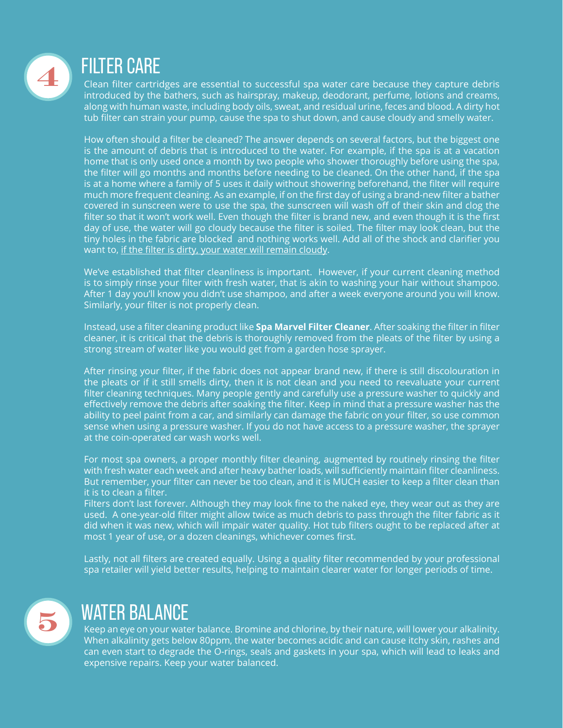## 4 FILTER CARE

Clean filter cartridges are essential to successful spa water care because they capture debris introduced by the bathers, such as hairspray, makeup, deodorant, perfume, lotions and creams, along with human waste, including body oils, sweat, and residual urine, feces and blood. A dirty hot tub filter can strain your pump, cause the spa to shut down, and cause cloudy and smelly water.

How often should a filter be cleaned? The answer depends on several factors, but the biggest one is the amount of debris that is introduced to the water. For example, if the spa is at a vacation home that is only used once a month by two people who shower thoroughly before using the spa, the filter will go months and months before needing to be cleaned. On the other hand, if the spa is at a home where a family of 5 uses it daily without showering beforehand, the filter will require much more frequent cleaning. As an example, if on the first day of using a brand-new filter a bather covered in sunscreen were to use the spa, the sunscreen will wash off of their skin and clog the filter so that it won't work well. Even though the filter is brand new, and even though it is the first day of use, the water will go cloudy because the filter is soiled. The filter may look clean, but the tiny holes in the fabric are blocked and nothing works well. Add all of the shock and clarifier you want to, if the filter is dirty, your water will remain cloudy.

We've established that filter cleanliness is important. However, if your current cleaning method is to simply rinse your filter with fresh water, that is akin to washing your hair without shampoo. After 1 day you'll know you didn't use shampoo, and after a week everyone around you will know. Similarly, your filter is not properly clean.

Instead, use a filter cleaning product like **Spa Marvel Filter Cleaner**. After soaking the filter in filter cleaner, it is critical that the debris is thoroughly removed from the pleats of the filter by using a strong stream of water like you would get from a garden hose sprayer.

After rinsing your filter, if the fabric does not appear brand new, if there is still discolouration in the pleats or if it still smells dirty, then it is not clean and you need to reevaluate your current filter cleaning techniques. Many people gently and carefully use a pressure washer to quickly and effectively remove the debris after soaking the filter. Keep in mind that a pressure washer has the ability to peel paint from a car, and similarly can damage the fabric on your filter, so use common sense when using a pressure washer. If you do not have access to a pressure washer, the sprayer at the coin-operated car wash works well.

For most spa owners, a proper monthly filter cleaning, augmented by routinely rinsing the filter with fresh water each week and after heavy bather loads, will sufficiently maintain filter cleanliness. But remember, your filter can never be too clean, and it is MUCH easier to keep a filter clean than it is to clean a filter.

Filters don't last forever. Although they may look fine to the naked eye, they wear out as they are used. A one-year-old filter might allow twice as much debris to pass through the filter fabric as it did when it was new, which will impair water quality. Hot tub filters ought to be replaced after at most 1 year of use, or a dozen cleanings, whichever comes first.

Lastly, not all filters are created equally. Using a quality filter recommended by your professional spa retailer will yield better results, helping to maintain clearer water for longer periods of time.

## 5 WATER BALANCE

Keep an eye on your water balance. Bromine and chlorine, by their nature, will lower your alkalinity. When alkalinity gets below 80ppm, the water becomes acidic and can cause itchy skin, rashes and can even start to degrade the O-rings, seals and gaskets in your spa, which will lead to leaks and expensive repairs. Keep your water balanced.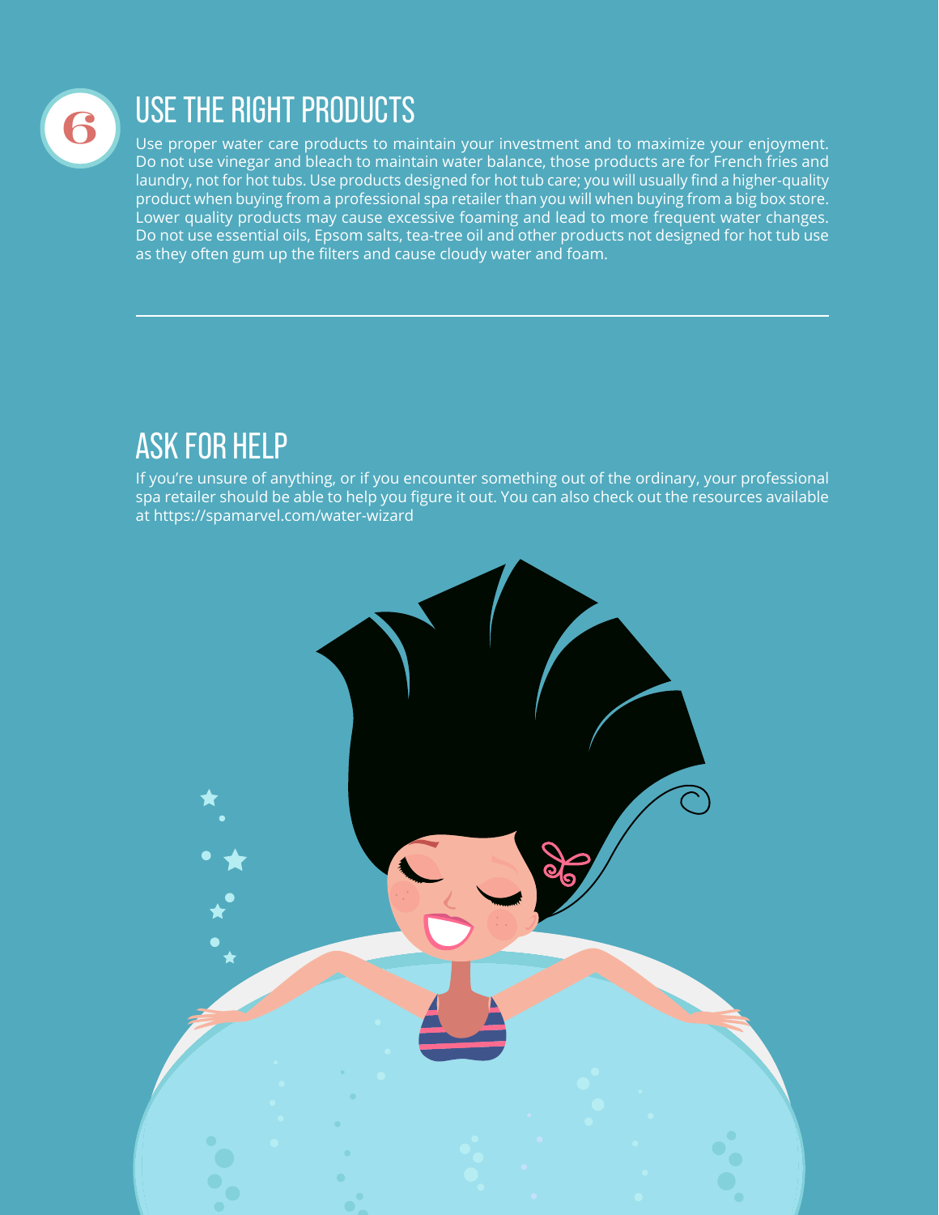## 6 USE THE RIGHT PRODUCTS

Use proper water care products to maintain your investment and to maximize your enjoyment. Do not use vinegar and bleach to maintain water balance, those products are for French fries and laundry, not for hot tubs. Use products designed for hot tub care; you will usually find a higher-quality product when buying from a professional spa retailer than you will when buying from a big box store. Lower quality products may cause excessive foaming and lead to more frequent water changes. Do not use essential oils, Epsom salts, tea-tree oil and other products not designed for hot tub use as they often gum up the filters and cause cloudy water and foam.

---

## ASK FOR HELP

If you're unsure of anything, or if you encounter something out of the ordinary, your professional spa retailer should be able to help you figure it out. You can also check out the resources available at https://spamarvel.com/water-wizard